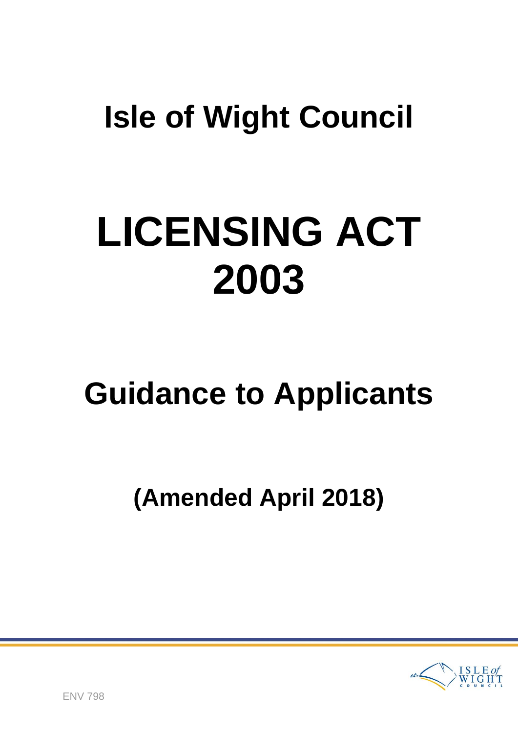# Isle of Wight Council

# LICENSING ACT 2003

## Guidance to Applicants

### (Amended April 2018)

ENV 798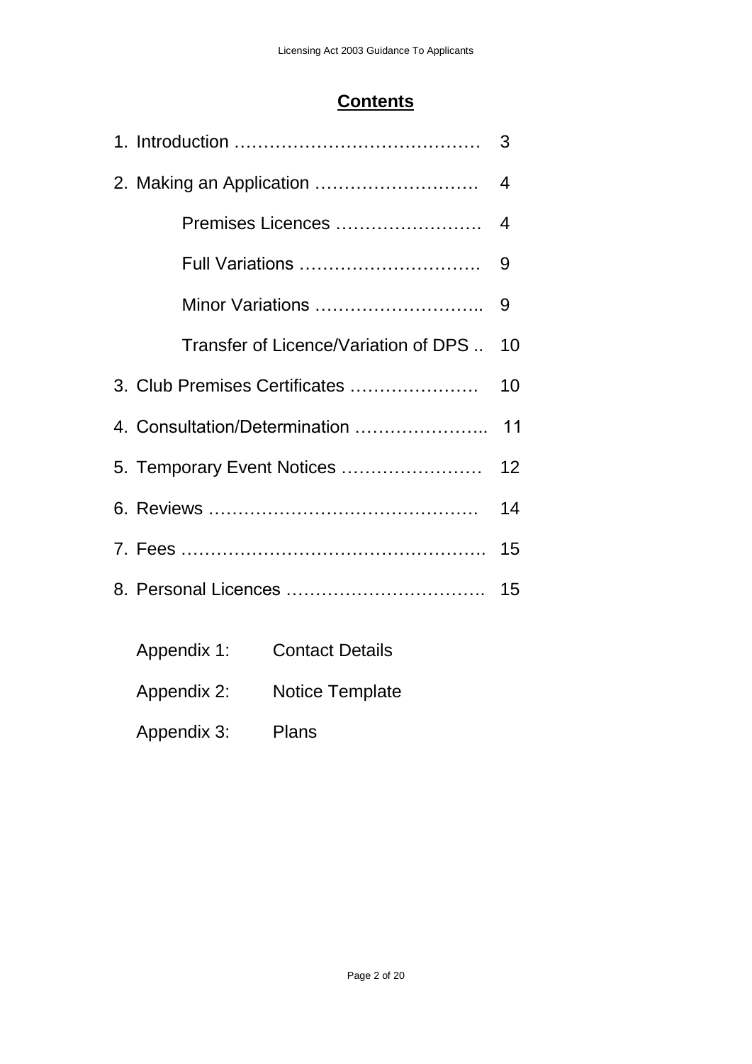## Contents

1. Introduction ……………………………………  3
2. Making an Application ………………………  4
    - Premises Licences …………………….  4
    - Full Variations ………………………….  9
    - Minor Variations ………………………..  9
    - Transfer of Licence/Variation of DPS ..  10
3. Club Premises Certificates ………………….  10
4. Consultation/Determination …………………..  11
5. Temporary Event Notices ……………………  12
6. Reviews ……………………………………….  14
7. Fees …………………………………………….  15
8. Personal Licences …………………………….  15

Appendix 1: Contact Details

Appendix 2: Notice Template

Appendix 3: Plans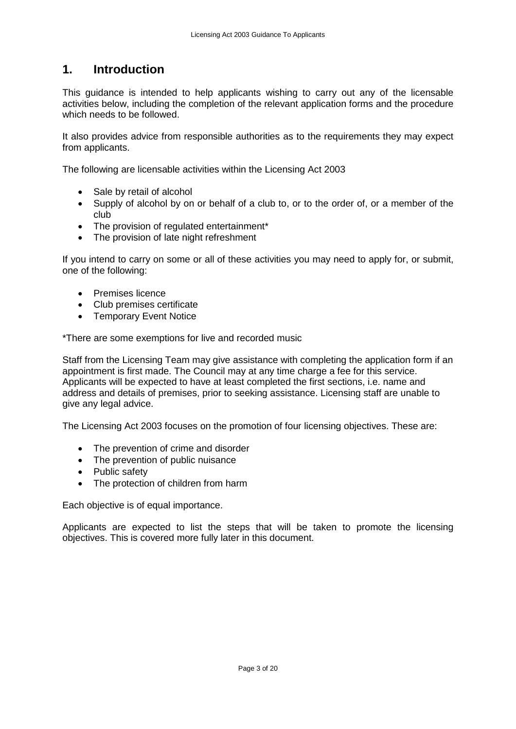# 1. Introduction

This guidance is intended to help applicants wishing to carry out any of the licensable activities below, including the completion of the relevant application forms and the procedure which needs to be followed.

It also provides advice from responsible authorities as to the requirements they may expect from applicants.

The following are licensable activities within the Licensing Act 2003

- Sale by retail of alcohol
- Supply of alcohol by on or behalf of a club to, or to the order of, or a member of the club
- The provision of regulated entertainment*
- The provision of late night refreshment

If you intend to carry on some or all of these activities you may need to apply for, or submit, one of the following:

- Premises licence
- Club premises certificate
- Temporary Event Notice

*There are some exemptions for live and recorded music

Staff from the Licensing Team may give assistance with completing the application form if an appointment is first made. The Council may at any time charge a fee for this service. Applicants will be expected to have at least completed the first sections, i.e. name and address and details of premises, prior to seeking assistance. Licensing staff are unable to give any legal advice.

The Licensing Act 2003 focuses on the promotion of four licensing objectives. These are:

- The prevention of crime and disorder
- The prevention of public nuisance
- Public safety
- The protection of children from harm

Each objective is of equal importance.

Applicants are expected to list the steps that will be taken to promote the licensing objectives. This is covered more fully later in this document.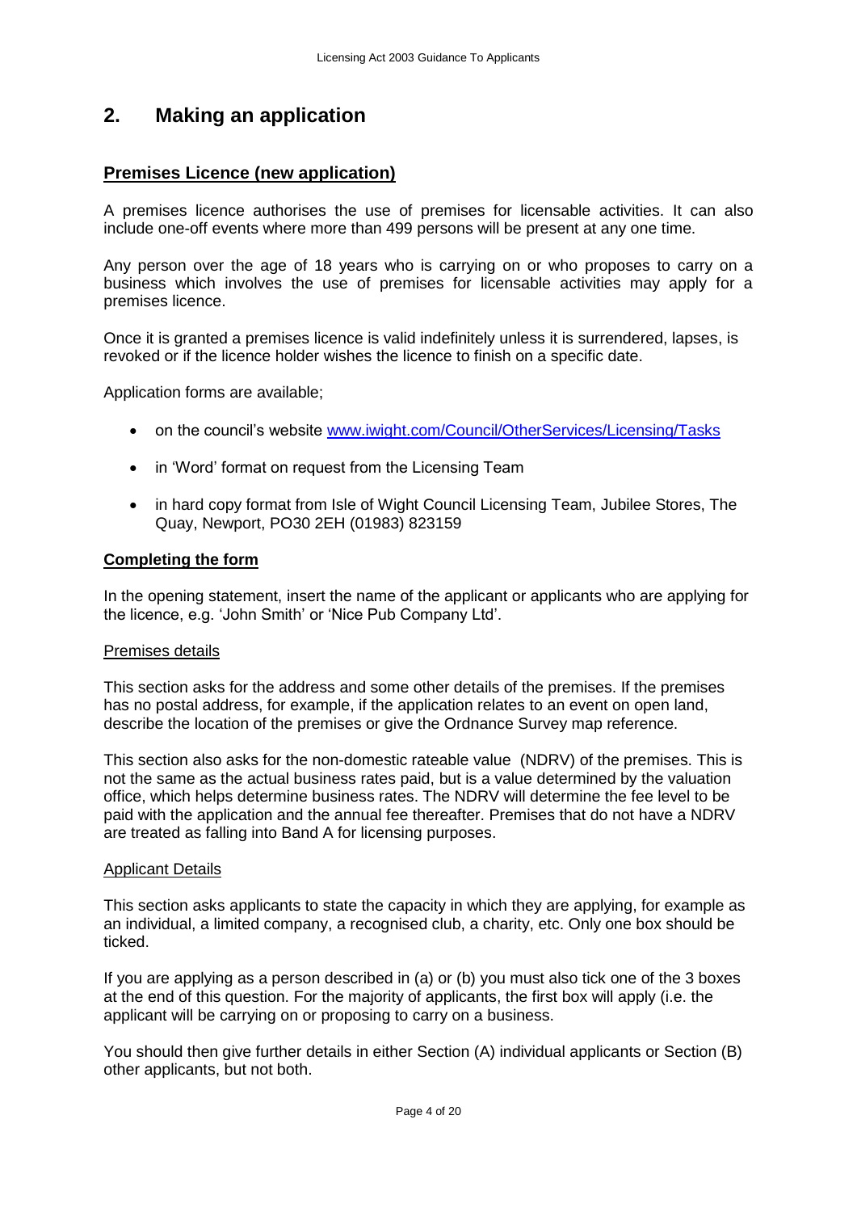## 2. Making an application

### Premises Licence (new application)

A premises licence authorises the use of premises for licensable activities. It can also include one-off events where more than 499 persons will be present at any one time.

Any person over the age of 18 years who is carrying on or who proposes to carry on a business which involves the use of premises for licensable activities may apply for a premises licence.

Once it is granted a premises licence is valid indefinitely unless it is surrendered, lapses, is revoked or if the licence holder wishes the licence to finish on a specific date.

Application forms are available;

- on the council's website [www.iwight.com/Council/OtherServices/Licensing/Tasks](www.iwight.com/Council/OtherServices/Licensing/Tasks)
- in 'Word' format on request from the Licensing Team
- in hard copy format from Isle of Wight Council Licensing Team, Jubilee Stores, The Quay, Newport, PO30 2EH (01983) 823159

### Completing the form

In the opening statement, insert the name of the applicant or applicants who are applying for the licence, e.g. 'John Smith' or 'Nice Pub Company Ltd'.

#### Premises details

This section asks for the address and some other details of the premises. If the premises has no postal address, for example, if the application relates to an event on open land, describe the location of the premises or give the Ordnance Survey map reference.

This section also asks for the non-domestic rateable value (NDRV) of the premises. This is not the same as the actual business rates paid, but is a value determined by the valuation office, which helps determine business rates. The NDRV will determine the fee level to be paid with the application and the annual fee thereafter. Premises that do not have a NDRV are treated as falling into Band A for licensing purposes.

#### Applicant Details

This section asks applicants to state the capacity in which they are applying, for example as an individual, a limited company, a recognised club, a charity, etc. Only one box should be ticked.

If you are applying as a person described in (a) or (b) you must also tick one of the 3 boxes at the end of this question. For the majority of applicants, the first box will apply (i.e. the applicant will be carrying on or proposing to carry on a business.

You should then give further details in either Section (A) individual applicants or Section (B) other applicants, but not both.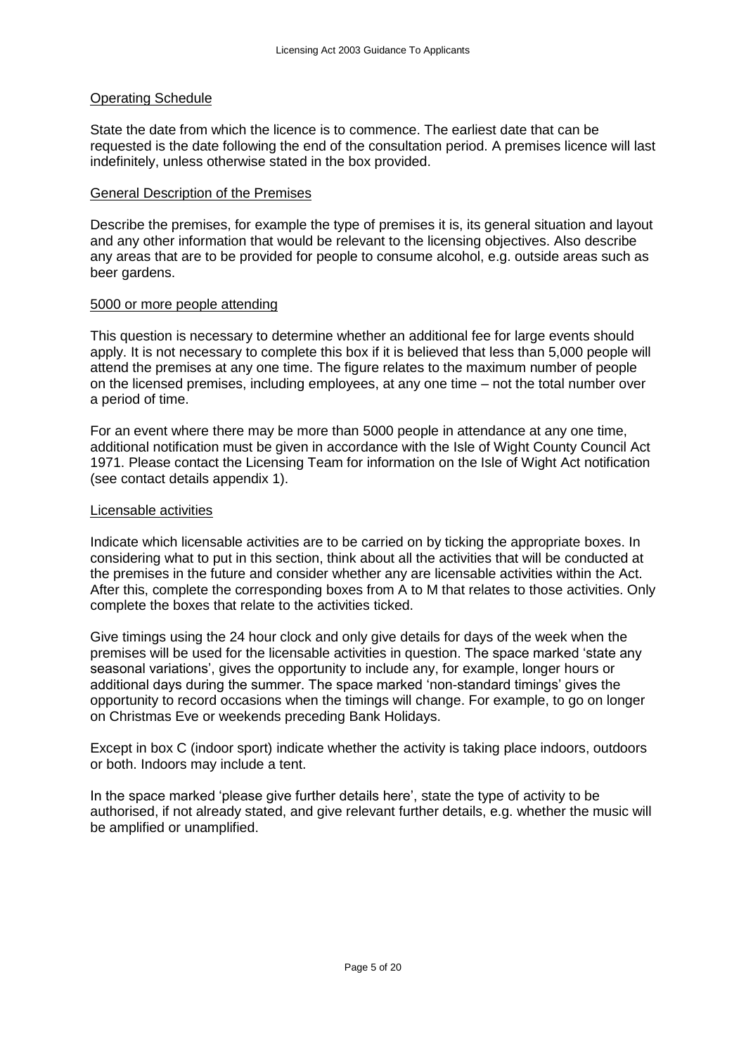## Operating Schedule

State the date from which the licence is to commence. The earliest date that can be requested is the date following the end of the consultation period. A premises licence will last indefinitely, unless otherwise stated in the box provided.

## General Description of the Premises

Describe the premises, for example the type of premises it is, its general situation and layout and any other information that would be relevant to the licensing objectives. Also describe any areas that are to be provided for people to consume alcohol, e.g. outside areas such as beer gardens.

## 5000 or more people attending

This question is necessary to determine whether an additional fee for large events should apply. It is not necessary to complete this box if it is believed that less than 5,000 people will attend the premises at any one time. The figure relates to the maximum number of people on the licensed premises, including employees, at any one time – not the total number over a period of time.

For an event where there may be more than 5000 people in attendance at any one time, additional notification must be given in accordance with the Isle of Wight County Council Act 1971. Please contact the Licensing Team for information on the Isle of Wight Act notification (see contact details appendix 1).

## Licensable activities

Indicate which licensable activities are to be carried on by ticking the appropriate boxes. In considering what to put in this section, think about all the activities that will be conducted at the premises in the future and consider whether any are licensable activities within the Act. After this, complete the corresponding boxes from A to M that relates to those activities. Only complete the boxes that relate to the activities ticked.

Give timings using the 24 hour clock and only give details for days of the week when the premises will be used for the licensable activities in question. The space marked 'state any seasonal variations', gives the opportunity to include any, for example, longer hours or additional days during the summer. The space marked 'non-standard timings' gives the opportunity to record occasions when the timings will change. For example, to go on longer on Christmas Eve or weekends preceding Bank Holidays.

Except in box C (indoor sport) indicate whether the activity is taking place indoors, outdoors or both. Indoors may include a tent.

In the space marked 'please give further details here', state the type of activity to be authorised, if not already stated, and give relevant further details, e.g. whether the music will be amplified or unamplified.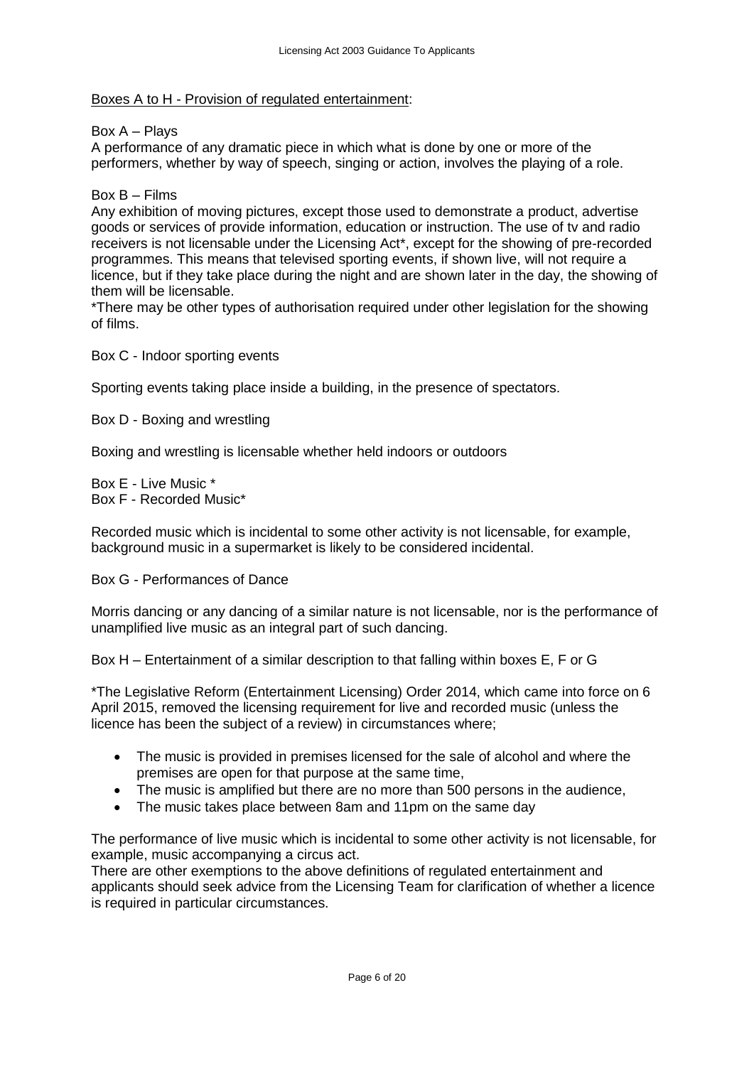<u>Boxes A to H - Provision of regulated entertainment</u>:

Box A – Plays

A performance of any dramatic piece in which what is done by one or more of the performers, whether by way of speech, singing or action, involves the playing of a role.

Box B – Films

Any exhibition of moving pictures, except those used to demonstrate a product, advertise goods or services of provide information, education or instruction. The use of tv and radio receivers is not licensable under the Licensing Act*, except for the showing of pre-recorded programmes. This means that televised sporting events, if shown live, will not require a licence, but if they take place during the night and are shown later in the day, the showing of them will be licensable.

*There may be other types of authorisation required under other legislation for the showing of films.

Box C - Indoor sporting events

Sporting events taking place inside a building, in the presence of spectators.

Box D - Boxing and wrestling

Boxing and wrestling is licensable whether held indoors or outdoors

Box E - Live Music *

Box F - Recorded Music*

Recorded music which is incidental to some other activity is not licensable, for example, background music in a supermarket is likely to be considered incidental.

Box G - Performances of Dance

Morris dancing or any dancing of a similar nature is not licensable, nor is the performance of unamplified live music as an integral part of such dancing.

Box H – Entertainment of a similar description to that falling within boxes E, F or G

*The Legislative Reform (Entertainment Licensing) Order 2014, which came into force on 6 April 2015, removed the licensing requirement for live and recorded music (unless the licence has been the subject of a review) in circumstances where;

- The music is provided in premises licensed for the sale of alcohol and where the premises are open for that purpose at the same time,
- The music is amplified but there are no more than 500 persons in the audience,
- The music takes place between 8am and 11pm on the same day

The performance of live music which is incidental to some other activity is not licensable, for example, music accompanying a circus act.

There are other exemptions to the above definitions of regulated entertainment and applicants should seek advice from the Licensing Team for clarification of whether a licence is required in particular circumstances.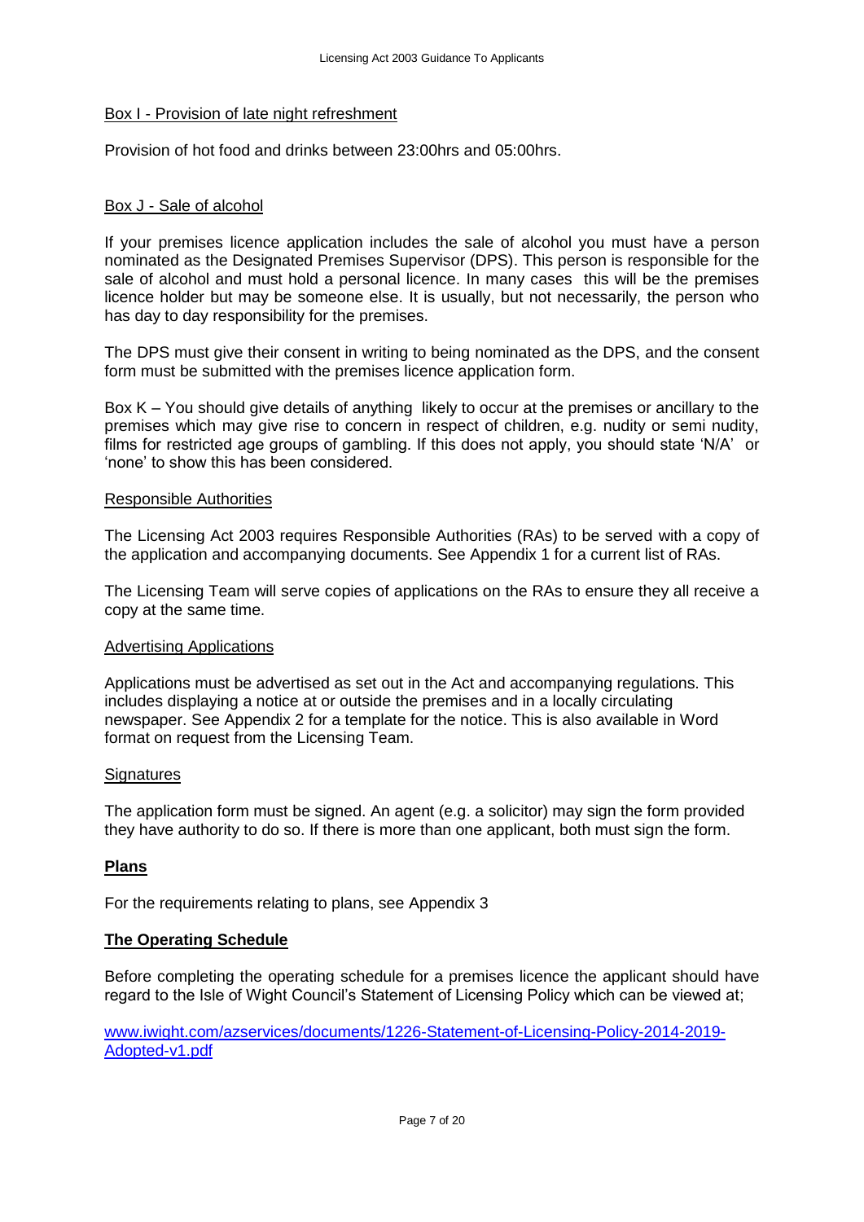Box I - Provision of late night refreshment

Provision of hot food and drinks between 23:00hrs and 05:00hrs.

Box J - Sale of alcohol

If your premises licence application includes the sale of alcohol you must have a person nominated as the Designated Premises Supervisor (DPS). This person is responsible for the sale of alcohol and must hold a personal licence. In many cases this will be the premises licence holder but may be someone else. It is usually, but not necessarily, the person who has day to day responsibility for the premises.

The DPS must give their consent in writing to being nominated as the DPS, and the consent form must be submitted with the premises licence application form.

Box K – You should give details of anything likely to occur at the premises or ancillary to the premises which may give rise to concern in respect of children, e.g. nudity or semi nudity, films for restricted age groups of gambling. If this does not apply, you should state 'N/A' or 'none' to show this has been considered.

Responsible Authorities

The Licensing Act 2003 requires Responsible Authorities (RAs) to be served with a copy of the application and accompanying documents. See Appendix 1 for a current list of RAs.

The Licensing Team will serve copies of applications on the RAs to ensure they all receive a copy at the same time.

Advertising Applications

Applications must be advertised as set out in the Act and accompanying regulations. This includes displaying a notice at or outside the premises and in a locally circulating newspaper. See Appendix 2 for a template for the notice. This is also available in Word format on request from the Licensing Team.

Signatures

The application form must be signed. An agent (e.g. a solicitor) may sign the form provided they have authority to do so. If there is more than one applicant, both must sign the form.

**Plans**

For the requirements relating to plans, see Appendix 3

**The Operating Schedule**

Before completing the operating schedule for a premises licence the applicant should have regard to the Isle of Wight Council's Statement of Licensing Policy which can be viewed at;

www.iwight.com/azservices/documents/1226-Statement-of-Licensing-Policy-2014-2019-Adopted-v1.pdf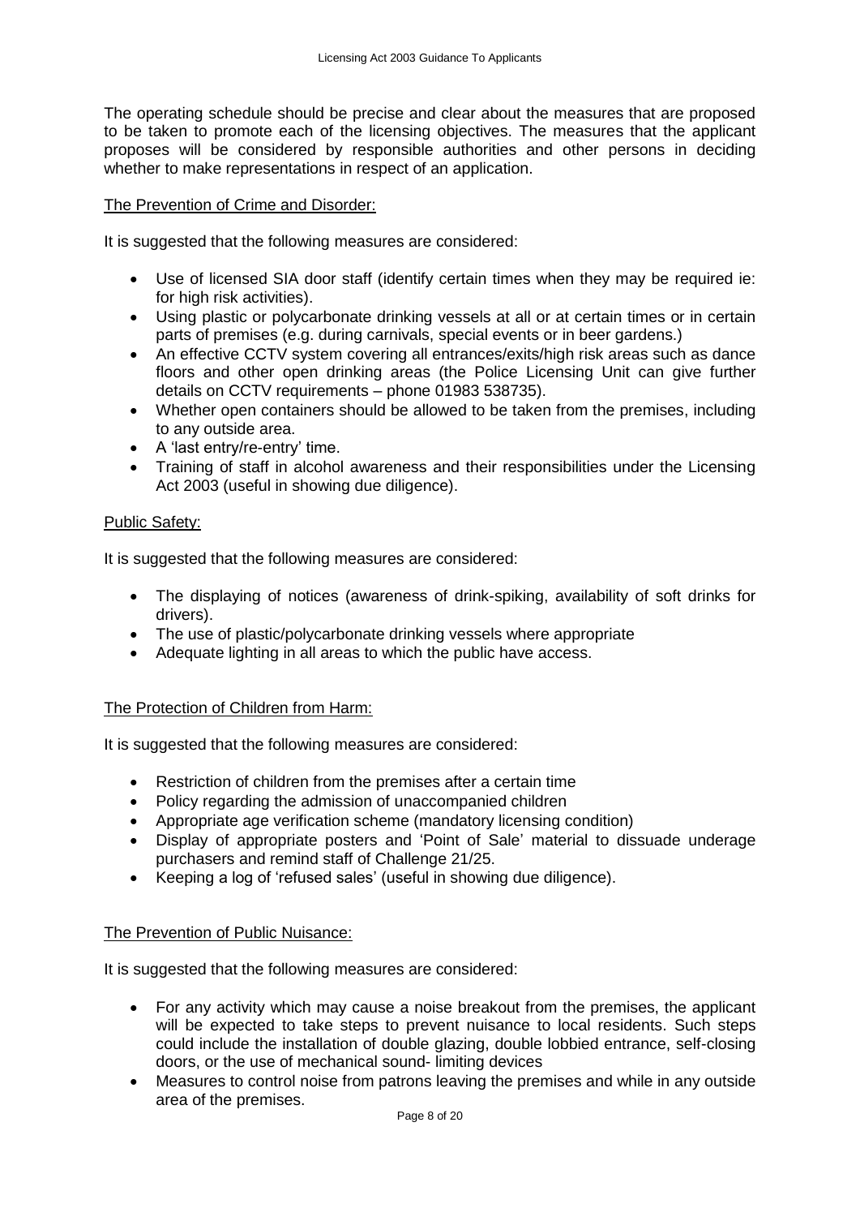The operating schedule should be precise and clear about the measures that are proposed to be taken to promote each of the licensing objectives. The measures that the applicant proposes will be considered by responsible authorities and other persons in deciding whether to make representations in respect of an application.

<u>The Prevention of Crime and Disorder:</u>

It is suggested that the following measures are considered:

- Use of licensed SIA door staff (identify certain times when they may be required ie: for high risk activities).
- Using plastic or polycarbonate drinking vessels at all or at certain times or in certain parts of premises (e.g. during carnivals, special events or in beer gardens.)
- An effective CCTV system covering all entrances/exits/high risk areas such as dance floors and other open drinking areas (the Police Licensing Unit can give further details on CCTV requirements – phone 01983 538735).
- Whether open containers should be allowed to be taken from the premises, including to any outside area.
- A 'last entry/re-entry' time.
- Training of staff in alcohol awareness and their responsibilities under the Licensing Act 2003 (useful in showing due diligence).

<u>Public Safety:</u>

It is suggested that the following measures are considered:

- The displaying of notices (awareness of drink-spiking, availability of soft drinks for drivers).
- The use of plastic/polycarbonate drinking vessels where appropriate
- Adequate lighting in all areas to which the public have access.

<u>The Protection of Children from Harm:</u>

It is suggested that the following measures are considered:

- Restriction of children from the premises after a certain time
- Policy regarding the admission of unaccompanied children
- Appropriate age verification scheme (mandatory licensing condition)
- Display of appropriate posters and 'Point of Sale' material to dissuade underage purchasers and remind staff of Challenge 21/25.
- Keeping a log of 'refused sales' (useful in showing due diligence).

<u>The Prevention of Public Nuisance:</u>

It is suggested that the following measures are considered:

- For any activity which may cause a noise breakout from the premises, the applicant will be expected to take steps to prevent nuisance to local residents. Such steps could include the installation of double glazing, double lobbied entrance, self-closing doors, or the use of mechanical sound- limiting devices
- Measures to control noise from patrons leaving the premises and while in any outside area of the premises.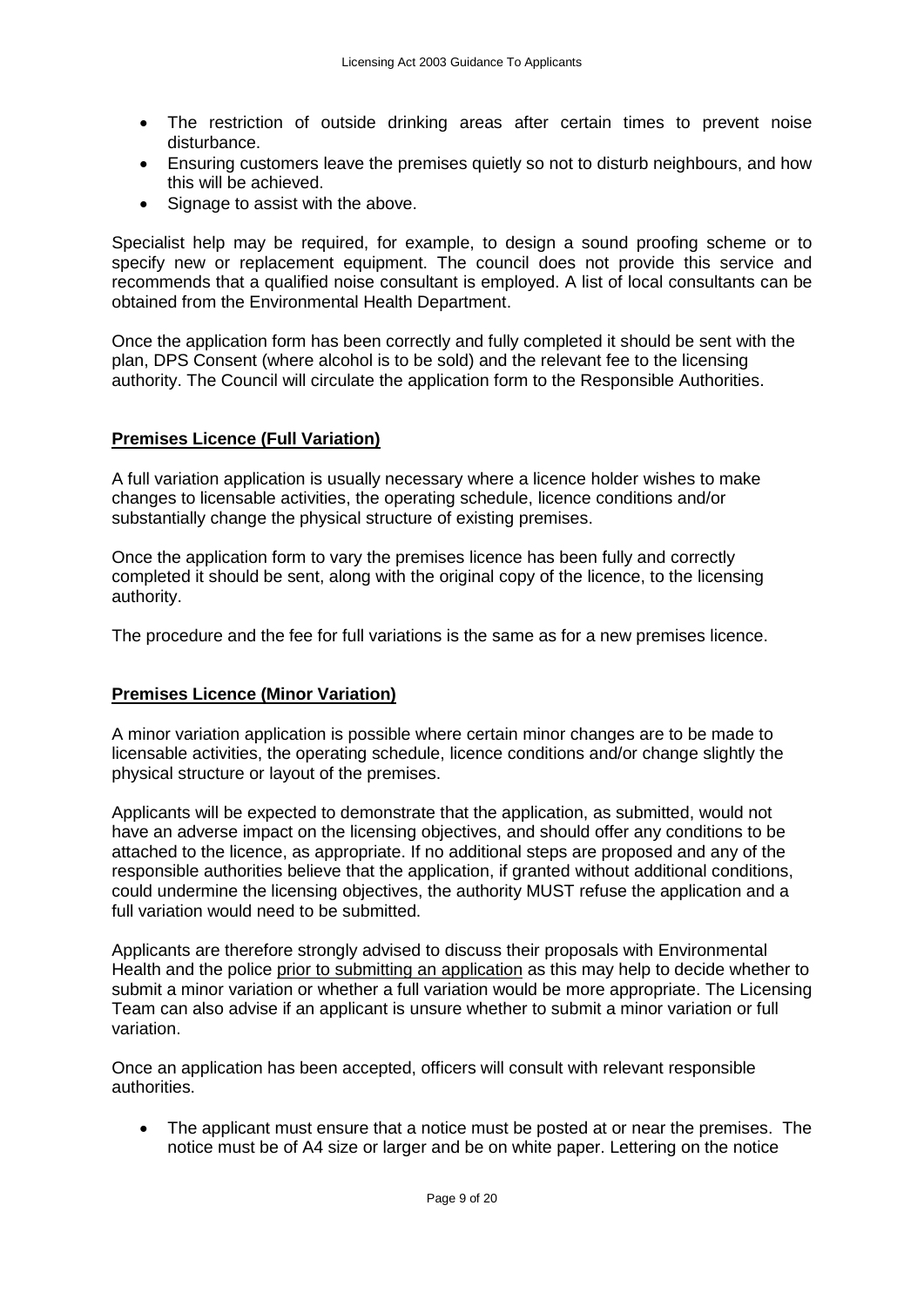- The restriction of outside drinking areas after certain times to prevent noise disturbance.
- Ensuring customers leave the premises quietly so not to disturb neighbours, and how this will be achieved.
- Signage to assist with the above.

Specialist help may be required, for example, to design a sound proofing scheme or to specify new or replacement equipment. The council does not provide this service and recommends that a qualified noise consultant is employed. A list of local consultants can be obtained from the Environmental Health Department.

Once the application form has been correctly and fully completed it should be sent with the plan, DPS Consent (where alcohol is to be sold) and the relevant fee to the licensing authority. The Council will circulate the application form to the Responsible Authorities.

## **Premises Licence (Full Variation)**

A full variation application is usually necessary where a licence holder wishes to make changes to licensable activities, the operating schedule, licence conditions and/or substantially change the physical structure of existing premises.

Once the application form to vary the premises licence has been fully and correctly completed it should be sent, along with the original copy of the licence, to the licensing authority.

The procedure and the fee for full variations is the same as for a new premises licence.

## **Premises Licence (Minor Variation)**

A minor variation application is possible where certain minor changes are to be made to licensable activities, the operating schedule, licence conditions and/or change slightly the physical structure or layout of the premises.

Applicants will be expected to demonstrate that the application, as submitted, would not have an adverse impact on the licensing objectives, and should offer any conditions to be attached to the licence, as appropriate. If no additional steps are proposed and any of the responsible authorities believe that the application, if granted without additional conditions, could undermine the licensing objectives, the authority MUST refuse the application and a full variation would need to be submitted.

Applicants are therefore strongly advised to discuss their proposals with Environmental Health and the police <u>prior to submitting an application</u> as this may help to decide whether to submit a minor variation or whether a full variation would be more appropriate. The Licensing Team can also advise if an applicant is unsure whether to submit a minor variation or full variation.

Once an application has been accepted, officers will consult with relevant responsible authorities.

- The applicant must ensure that a notice must be posted at or near the premises. The notice must be of A4 size or larger and be on white paper. Lettering on the notice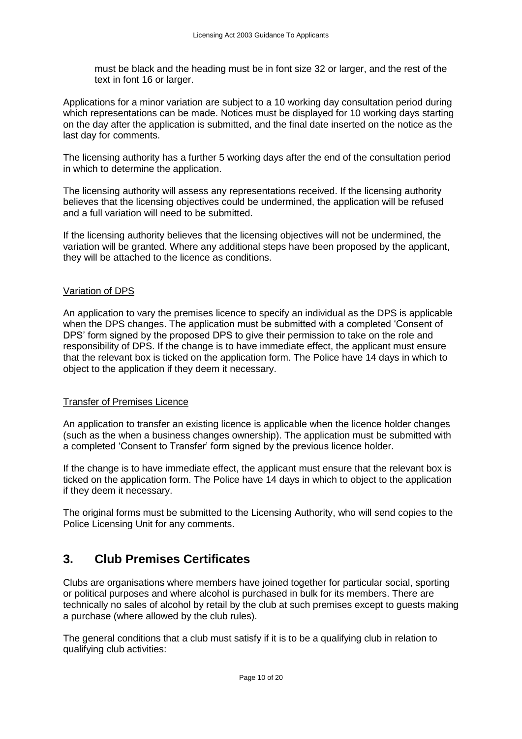must be black and the heading must be in font size 32 or larger, and the rest of the text in font 16 or larger.

Applications for a minor variation are subject to a 10 working day consultation period during which representations can be made. Notices must be displayed for 10 working days starting on the day after the application is submitted, and the final date inserted on the notice as the last day for comments.

The licensing authority has a further 5 working days after the end of the consultation period in which to determine the application.

The licensing authority will assess any representations received. If the licensing authority believes that the licensing objectives could be undermined, the application will be refused and a full variation will need to be submitted.

If the licensing authority believes that the licensing objectives will not be undermined, the variation will be granted. Where any additional steps have been proposed by the applicant, they will be attached to the licence as conditions.

#### Variation of DPS

An application to vary the premises licence to specify an individual as the DPS is applicable when the DPS changes. The application must be submitted with a completed 'Consent of DPS' form signed by the proposed DPS to give their permission to take on the role and responsibility of DPS. If the change is to have immediate effect, the applicant must ensure that the relevant box is ticked on the application form. The Police have 14 days in which to object to the application if they deem it necessary.

#### Transfer of Premises Licence

An application to transfer an existing licence is applicable when the licence holder changes (such as the when a business changes ownership). The application must be submitted with a completed 'Consent to Transfer' form signed by the previous licence holder.

If the change is to have immediate effect, the applicant must ensure that the relevant box is ticked on the application form. The Police have 14 days in which to object to the application if they deem it necessary.

The original forms must be submitted to the Licensing Authority, who will send copies to the Police Licensing Unit for any comments.

## 3. Club Premises Certificates

Clubs are organisations where members have joined together for particular social, sporting or political purposes and where alcohol is purchased in bulk for its members. There are technically no sales of alcohol by retail by the club at such premises except to guests making a purchase (where allowed by the club rules).

The general conditions that a club must satisfy if it is to be a qualifying club in relation to qualifying club activities: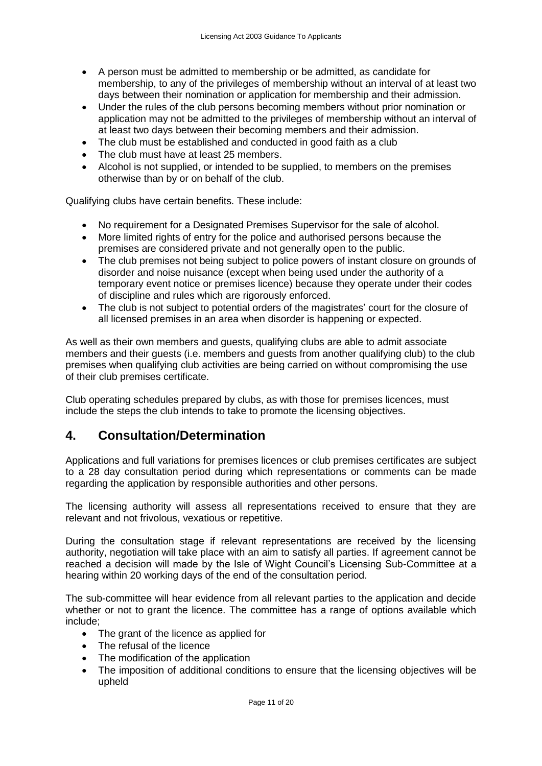- A person must be admitted to membership or be admitted, as candidate for membership, to any of the privileges of membership without an interval of at least two days between their nomination or application for membership and their admission.
- Under the rules of the club persons becoming members without prior nomination or application may not be admitted to the privileges of membership without an interval of at least two days between their becoming members and their admission.
- The club must be established and conducted in good faith as a club
- The club must have at least 25 members.
- Alcohol is not supplied, or intended to be supplied, to members on the premises otherwise than by or on behalf of the club.

Qualifying clubs have certain benefits. These include:

- No requirement for a Designated Premises Supervisor for the sale of alcohol.
- More limited rights of entry for the police and authorised persons because the premises are considered private and not generally open to the public.
- The club premises not being subject to police powers of instant closure on grounds of disorder and noise nuisance (except when being used under the authority of a temporary event notice or premises licence) because they operate under their codes of discipline and rules which are rigorously enforced.
- The club is not subject to potential orders of the magistrates' court for the closure of all licensed premises in an area when disorder is happening or expected.

As well as their own members and guests, qualifying clubs are able to admit associate members and their guests (i.e. members and guests from another qualifying club) to the club premises when qualifying club activities are being carried on without compromising the use of their club premises certificate.

Club operating schedules prepared by clubs, as with those for premises licences, must include the steps the club intends to take to promote the licensing objectives.

## 4. Consultation/Determination

Applications and full variations for premises licences or club premises certificates are subject to a 28 day consultation period during which representations or comments can be made regarding the application by responsible authorities and other persons.

The licensing authority will assess all representations received to ensure that they are relevant and not frivolous, vexatious or repetitive.

During the consultation stage if relevant representations are received by the licensing authority, negotiation will take place with an aim to satisfy all parties. If agreement cannot be reached a decision will made by the Isle of Wight Council's Licensing Sub-Committee at a hearing within 20 working days of the end of the consultation period.

The sub-committee will hear evidence from all relevant parties to the application and decide whether or not to grant the licence. The committee has a range of options available which include;

- The grant of the licence as applied for
- The refusal of the licence
- The modification of the application
- The imposition of additional conditions to ensure that the licensing objectives will be upheld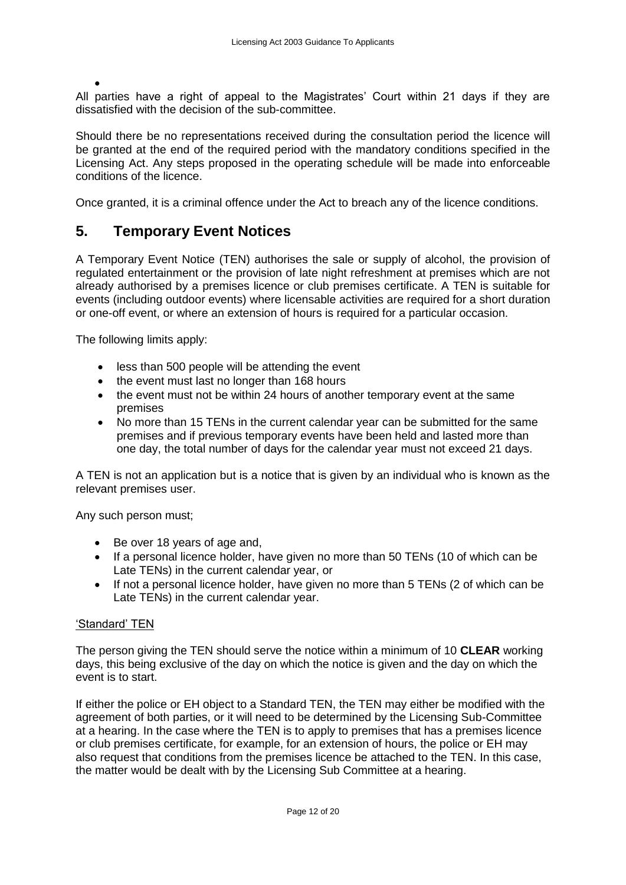All parties have a right of appeal to the Magistrates' Court within 21 days if they are dissatisfied with the decision of the sub-committee.

Should there be no representations received during the consultation period the licence will be granted at the end of the required period with the mandatory conditions specified in the Licensing Act. Any steps proposed in the operating schedule will be made into enforceable conditions of the licence.

Once granted, it is a criminal offence under the Act to breach any of the licence conditions.

## 5. Temporary Event Notices

A Temporary Event Notice (TEN) authorises the sale or supply of alcohol, the provision of regulated entertainment or the provision of late night refreshment at premises which are not already authorised by a premises licence or club premises certificate. A TEN is suitable for events (including outdoor events) where licensable activities are required for a short duration or one-off event, or where an extension of hours is required for a particular occasion.

The following limits apply:

- less than 500 people will be attending the event
- the event must last no longer than 168 hours
- the event must not be within 24 hours of another temporary event at the same premises
- No more than 15 TENs in the current calendar year can be submitted for the same premises and if previous temporary events have been held and lasted more than one day, the total number of days for the calendar year must not exceed 21 days.

A TEN is not an application but is a notice that is given by an individual who is known as the relevant premises user.

Any such person must;

- Be over 18 years of age and,
- If a personal licence holder, have given no more than 50 TENs (10 of which can be Late TENs) in the current calendar year, or
- If not a personal licence holder, have given no more than 5 TENs (2 of which can be Late TENs) in the current calendar year.

'Standard' TEN

The person giving the TEN should serve the notice within a minimum of 10 **CLEAR** working days, this being exclusive of the day on which the notice is given and the day on which the event is to start.

If either the police or EH object to a Standard TEN, the TEN may either be modified with the agreement of both parties, or it will need to be determined by the Licensing Sub-Committee at a hearing. In the case where the TEN is to apply to premises that has a premises licence or club premises certificate, for example, for an extension of hours, the police or EH may also request that conditions from the premises licence be attached to the TEN. In this case, the matter would be dealt with by the Licensing Sub Committee at a hearing.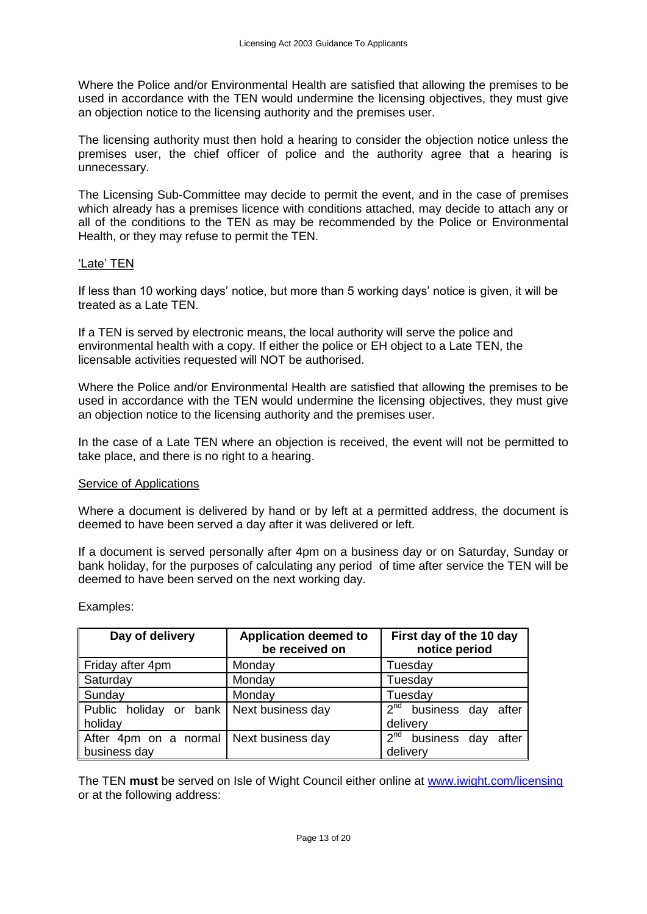Where the Police and/or Environmental Health are satisfied that allowing the premises to be used in accordance with the TEN would undermine the licensing objectives, they must give an objection notice to the licensing authority and the premises user.

The licensing authority must then hold a hearing to consider the objection notice unless the premises user, the chief officer of police and the authority agree that a hearing is unnecessary.

The Licensing Sub-Committee may decide to permit the event, and in the case of premises which already has a premises licence with conditions attached, may decide to attach any or all of the conditions to the TEN as may be recommended by the Police or Environmental Health, or they may refuse to permit the TEN.

'Late' TEN

If less than 10 working days' notice, but more than 5 working days' notice is given, it will be treated as a Late TEN.

If a TEN is served by electronic means, the local authority will serve the police and environmental health with a copy. If either the police or EH object to a Late TEN, the licensable activities requested will NOT be authorised.

Where the Police and/or Environmental Health are satisfied that allowing the premises to be used in accordance with the TEN would undermine the licensing objectives, they must give an objection notice to the licensing authority and the premises user.

In the case of a Late TEN where an objection is received, the event will not be permitted to take place, and there is no right to a hearing.

Service of Applications

Where a document is delivered by hand or by left at a permitted address, the document is deemed to have been served a day after it was delivered or left.

If a document is served personally after 4pm on a business day or on Saturday, Sunday or bank holiday, for the purposes of calculating any period of time after service the TEN will be deemed to have been served on the next working day.

Examples:

| Day of delivery | Application deemed to be received on | First day of the 10 day notice period |
| --- | --- | --- |
| Friday after 4pm | Monday | Tuesday |
| Saturday | Monday | Tuesday |
| Sunday | Monday | Tuesday |
| Public holiday or bank holiday | Next business day | 2nd business day after delivery |
| After 4pm on a normal business day | Next business day | 2nd business day after delivery |

The TEN **must** be served on Isle of Wight Council either online at www.iwight.com/licensing or at the following address: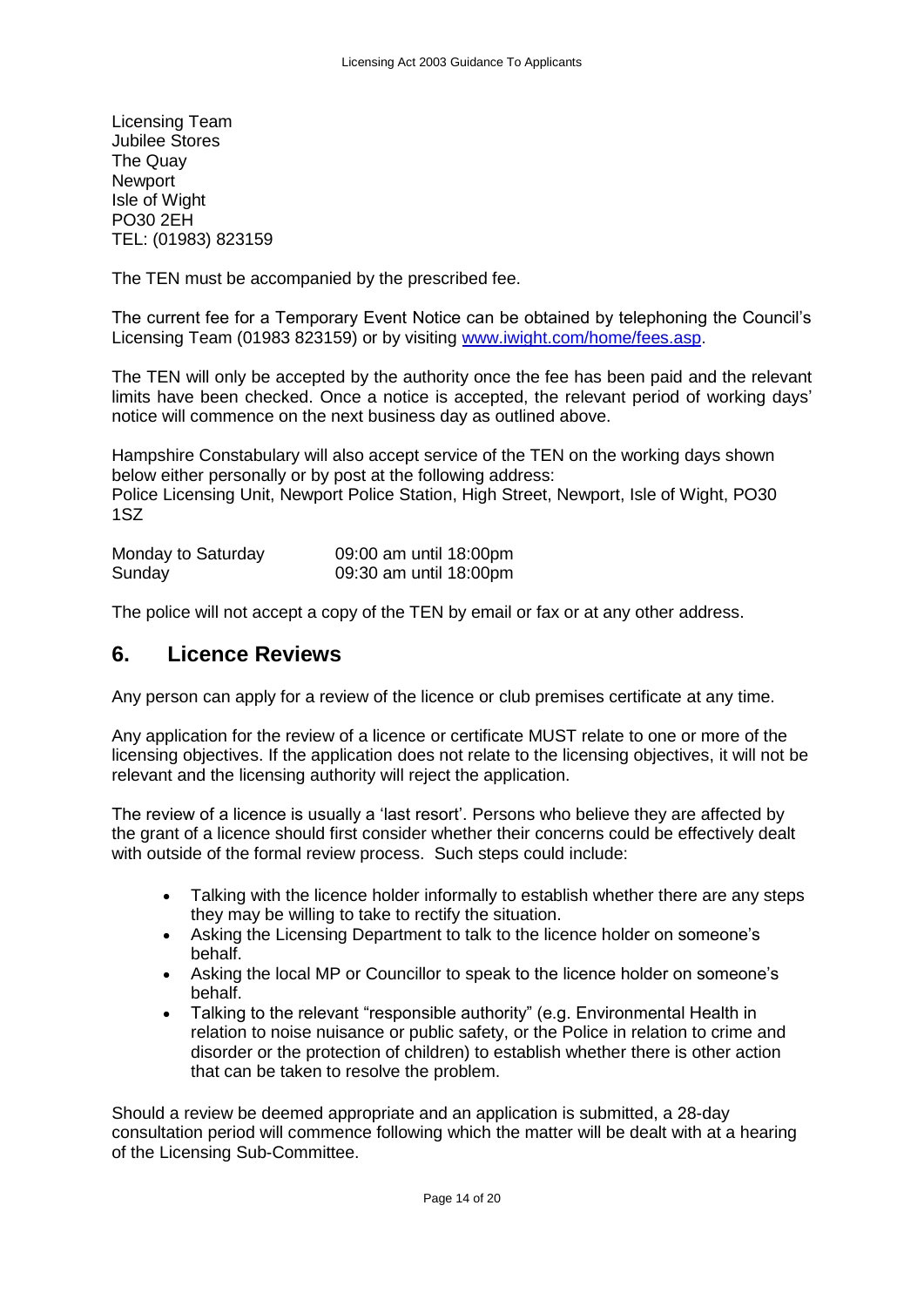Licensing Team
Jubilee Stores
The Quay
Newport
Isle of Wight
PO30 2EH
TEL: (01983) 823159

The TEN must be accompanied by the prescribed fee.

The current fee for a Temporary Event Notice can be obtained by telephoning the Council's Licensing Team (01983 823159) or by visiting www.iwight.com/home/fees.asp.

The TEN will only be accepted by the authority once the fee has been paid and the relevant limits have been checked. Once a notice is accepted, the relevant period of working days' notice will commence on the next business day as outlined above.

Hampshire Constabulary will also accept service of the TEN on the working days shown below either personally or by post at the following address:
Police Licensing Unit, Newport Police Station, High Street, Newport, Isle of Wight, PO30 1SZ

| | |
|---|---|
| Monday to Saturday | 09:00 am until 18:00pm |
| Sunday | 09:30 am until 18:00pm |

The police will not accept a copy of the TEN by email or fax or at any other address.

## 6. Licence Reviews

Any person can apply for a review of the licence or club premises certificate at any time.

Any application for the review of a licence or certificate MUST relate to one or more of the licensing objectives. If the application does not relate to the licensing objectives, it will not be relevant and the licensing authority will reject the application.

The review of a licence is usually a 'last resort'. Persons who believe they are affected by the grant of a licence should first consider whether their concerns could be effectively dealt with outside of the formal review process. Such steps could include:

- Talking with the licence holder informally to establish whether there are any steps they may be willing to take to rectify the situation.
- Asking the Licensing Department to talk to the licence holder on someone's behalf.
- Asking the local MP or Councillor to speak to the licence holder on someone's behalf.
- Talking to the relevant "responsible authority" (e.g. Environmental Health in relation to noise nuisance or public safety, or the Police in relation to crime and disorder or the protection of children) to establish whether there is other action that can be taken to resolve the problem.

Should a review be deemed appropriate and an application is submitted, a 28-day consultation period will commence following which the matter will be dealt with at a hearing of the Licensing Sub-Committee.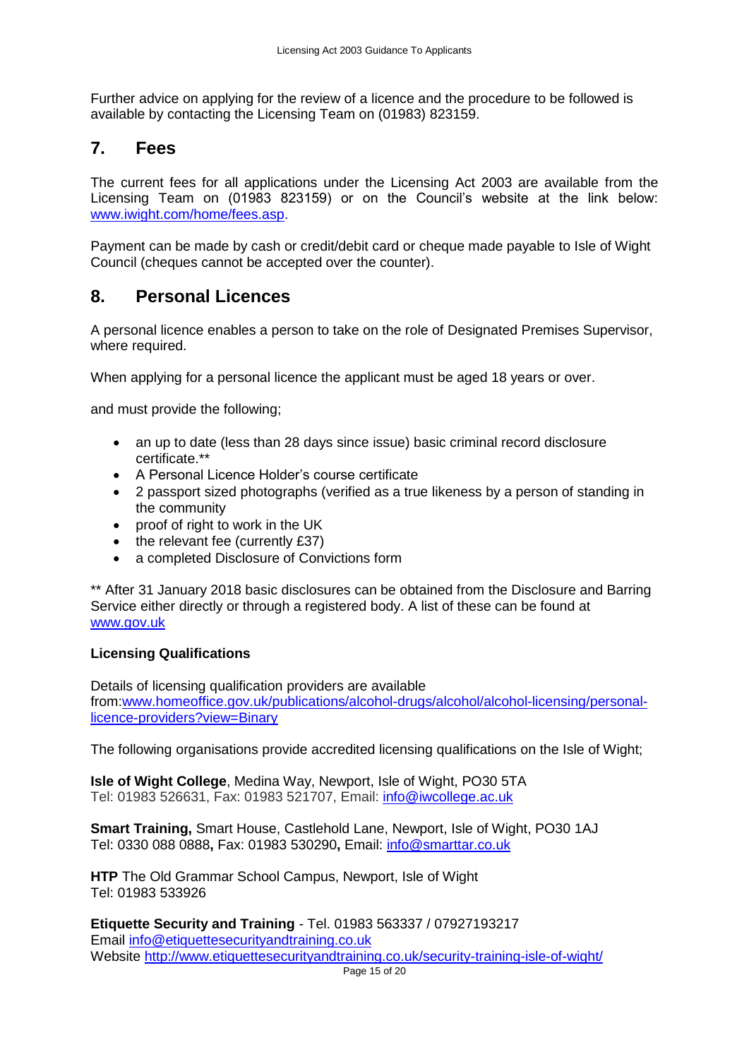Further advice on applying for the review of a licence and the procedure to be followed is available by contacting the Licensing Team on (01983) 823159.

## 7. Fees

The current fees for all applications under the Licensing Act 2003 are available from the Licensing Team on (01983 823159) or on the Council's website at the link below: [www.iwight.com/home/fees.asp](www.iwight.com/home/fees.asp).

Payment can be made by cash or credit/debit card or cheque made payable to Isle of Wight Council (cheques cannot be accepted over the counter).

## 8. Personal Licences

A personal licence enables a person to take on the role of Designated Premises Supervisor, where required.

When applying for a personal licence the applicant must be aged 18 years or over.

and must provide the following;

- an up to date (less than 28 days since issue) basic criminal record disclosure certificate.**
- A Personal Licence Holder's course certificate
- 2 passport sized photographs (verified as a true likeness by a person of standing in the community
- proof of right to work in the UK
- the relevant fee (currently £37)
- a completed Disclosure of Convictions form

** After 31 January 2018 basic disclosures can be obtained from the Disclosure and Barring Service either directly or through a registered body. A list of these can be found at [www.gov.uk](www.gov.uk)

**Licensing Qualifications**

Details of licensing qualification providers are available from:[www.homeoffice.gov.uk/publications/alcohol-drugs/alcohol/alcohol-licensing/personal-licence-providers?view=Binary](www.homeoffice.gov.uk/publications/alcohol-drugs/alcohol/alcohol-licensing/personal-licence-providers?view=Binary)

The following organisations provide accredited licensing qualifications on the Isle of Wight;

**Isle of Wight College**, Medina Way, Newport, Isle of Wight, PO30 5TA
Tel: 01983 526631, Fax: 01983 521707, Email: [info@iwcollege.ac.uk](mailto:info@iwcollege.ac.uk)

**Smart Training,** Smart House, Castlehold Lane, Newport, Isle of Wight, PO30 1AJ
Tel: 0330 088 0888**,** Fax: 01983 530290**,** Email: [info@smarttar.co.uk](mailto:info@smarttar.co.uk)

**HTP** The Old Grammar School Campus, Newport, Isle of Wight
Tel: 01983 533926

**Etiquette Security and Training** - Tel. 01983 563337 / 07927193217
Email [info@etiquettesecurityandtraining.co.uk](mailto:info@etiquettesecurityandtraining.co.uk)
Website [http://www.etiquettesecurityandtraining.co.uk/security-training-isle-of-wight/](http://www.etiquettesecurityandtraining.co.uk/security-training-isle-of-wight/)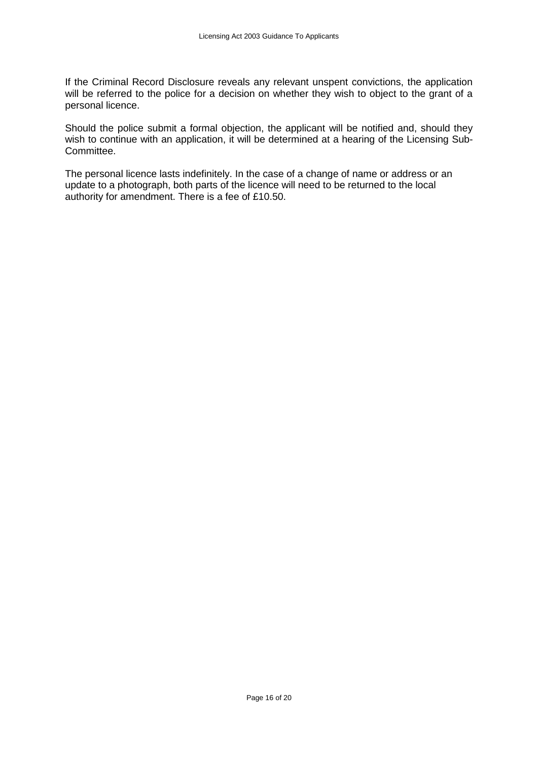If the Criminal Record Disclosure reveals any relevant unspent convictions, the application will be referred to the police for a decision on whether they wish to object to the grant of a personal licence.

Should the police submit a formal objection, the applicant will be notified and, should they wish to continue with an application, it will be determined at a hearing of the Licensing Sub-Committee.

The personal licence lasts indefinitely. In the case of a change of name or address or an update to a photograph, both parts of the licence will need to be returned to the local authority for amendment. There is a fee of £10.50.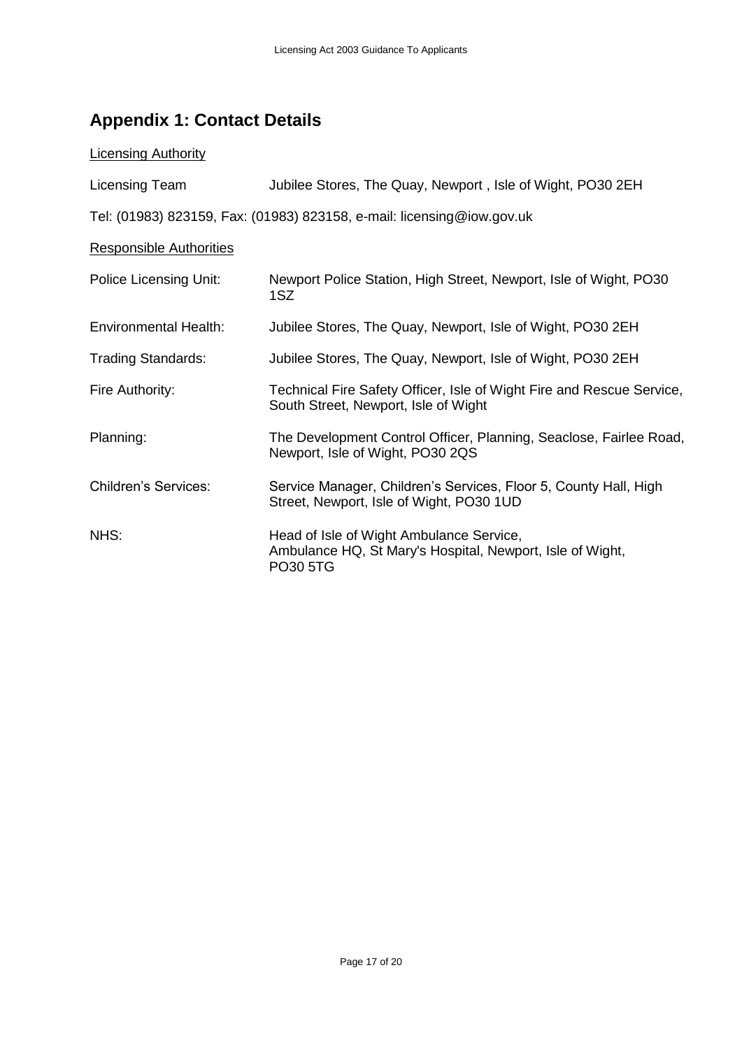## Appendix 1: Contact Details

Licensing Authority

Licensing Team — Jubilee Stores, The Quay, Newport , Isle of Wight, PO30 2EH

Tel: (01983) 823159, Fax: (01983) 823158, e-mail: licensing@iow.gov.uk

Responsible Authorities

| | |
|---|---|
| Police Licensing Unit: | Newport Police Station, High Street, Newport, Isle of Wight, PO30 1SZ |
| Environmental Health: | Jubilee Stores, The Quay, Newport, Isle of Wight, PO30 2EH |
| Trading Standards: | Jubilee Stores, The Quay, Newport, Isle of Wight, PO30 2EH |
| Fire Authority: | Technical Fire Safety Officer, Isle of Wight Fire and Rescue Service, South Street, Newport, Isle of Wight |
| Planning: | The Development Control Officer, Planning, Seaclose, Fairlee Road, Newport, Isle of Wight, PO30 2QS |
| Children's Services: | Service Manager, Children's Services, Floor 5, County Hall, High Street, Newport, Isle of Wight, PO30 1UD |
| NHS: | Head of Isle of Wight Ambulance Service, Ambulance HQ, St Mary's Hospital, Newport, Isle of Wight, PO30 5TG |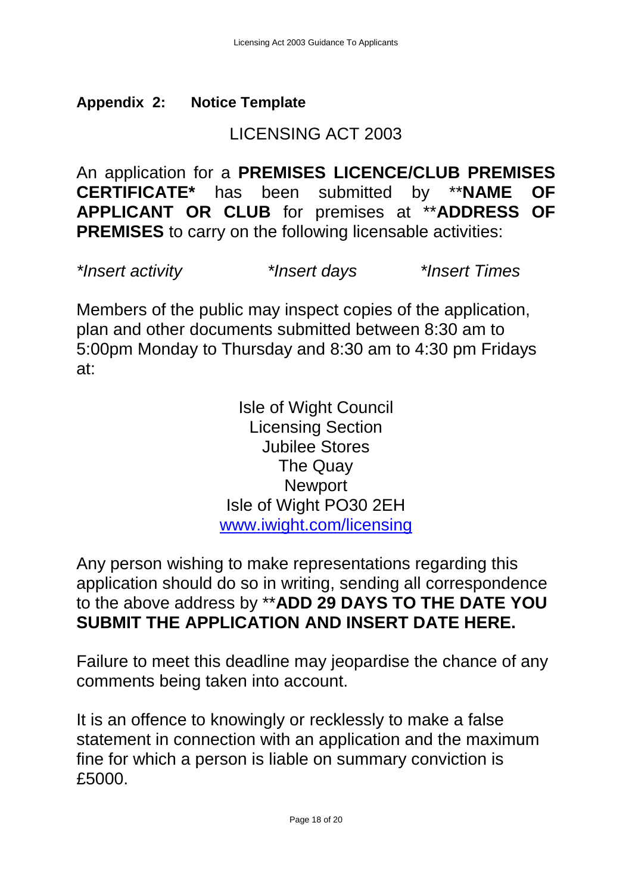## Appendix 2: Notice Template

LICENSING ACT 2003

An application for a **PREMISES LICENCE/CLUB PREMISES CERTIFICATE*** has been submitted by ****NAME OF APPLICANT OR CLUB** for premises at ****ADDRESS OF PREMISES** to carry on the following licensable activities:

*\*Insert activity* *\*Insert days* *\*Insert Times*

Members of the public may inspect copies of the application, plan and other documents submitted between 8:30 am to 5:00pm Monday to Thursday and 8:30 am to 4:30 pm Fridays at:

Isle of Wight Council
Licensing Section
Jubilee Stores
The Quay
Newport
Isle of Wight PO30 2EH
[www.iwight.com/licensing](http://www.iwight.com/licensing)

Any person wishing to make representations regarding this application should do so in writing, sending all correspondence to the above address by ****ADD 29 DAYS TO THE DATE YOU SUBMIT THE APPLICATION AND INSERT DATE HERE.**

Failure to meet this deadline may jeopardise the chance of any comments being taken into account.

It is an offence to knowingly or recklessly to make a false statement in connection with an application and the maximum fine for which a person is liable on summary conviction is £5000.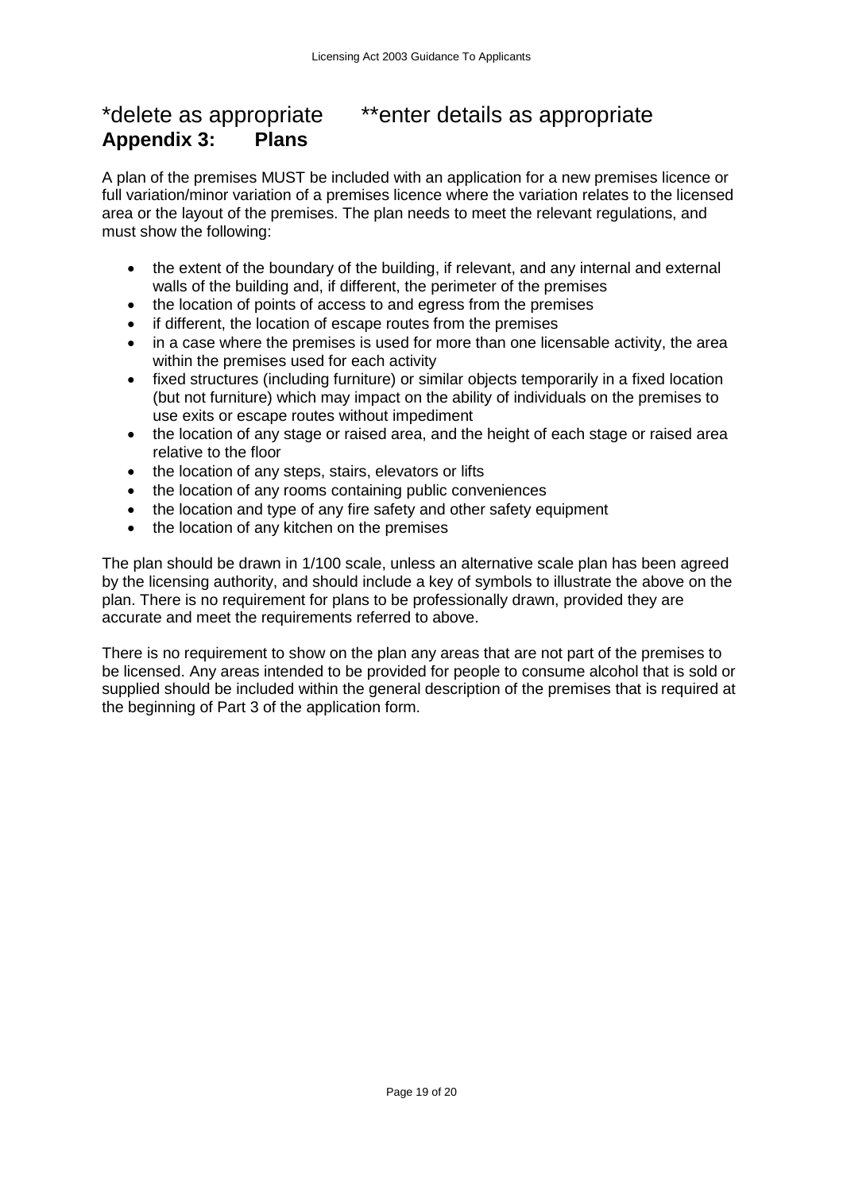\*delete as appropriate \*\*enter details as appropriate

## Appendix 3: Plans

A plan of the premises MUST be included with an application for a new premises licence or full variation/minor variation of a premises licence where the variation relates to the licensed area or the layout of the premises. The plan needs to meet the relevant regulations, and must show the following:

- the extent of the boundary of the building, if relevant, and any internal and external walls of the building and, if different, the perimeter of the premises
- the location of points of access to and egress from the premises
- if different, the location of escape routes from the premises
- in a case where the premises is used for more than one licensable activity, the area within the premises used for each activity
- fixed structures (including furniture) or similar objects temporarily in a fixed location (but not furniture) which may impact on the ability of individuals on the premises to use exits or escape routes without impediment
- the location of any stage or raised area, and the height of each stage or raised area relative to the floor
- the location of any steps, stairs, elevators or lifts
- the location of any rooms containing public conveniences
- the location and type of any fire safety and other safety equipment
- the location of any kitchen on the premises

The plan should be drawn in 1/100 scale, unless an alternative scale plan has been agreed by the licensing authority, and should include a key of symbols to illustrate the above on the plan. There is no requirement for plans to be professionally drawn, provided they are accurate and meet the requirements referred to above.

There is no requirement to show on the plan any areas that are not part of the premises to be licensed. Any areas intended to be provided for people to consume alcohol that is sold or supplied should be included within the general description of the premises that is required at the beginning of Part 3 of the application form.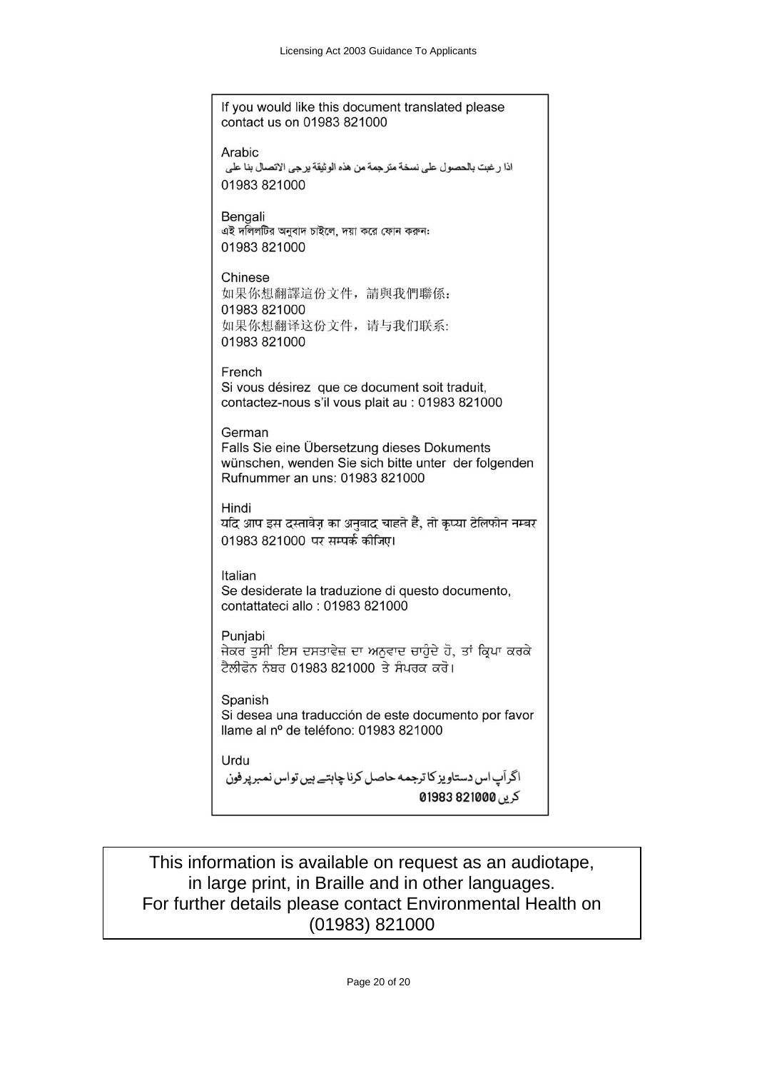If you would like this document translated please contact us on 01983 821000

Arabic

اذا رغبت بالحصول على نسخة مترجمة من هذه الوثيقة يرجى الاتصال بنا على

01983 821000

Bengali

এই দলিলটির অনুবাদ চাইলে, দয়া করে ফোন করুন:

01983 821000

Chinese

如果你想翻譯這份文件，請與我們聯係：

01983 821000

如果你想翻译这份文件，请与我们联系:

01983 821000

French

Si vous désirez que ce document soit traduit, contactez-nous s'il vous plait au : 01983 821000

German

Falls Sie eine Übersetzung dieses Dokuments wünschen, wenden Sie sich bitte unter der folgenden Rufnummer an uns: 01983 821000

Hindi

यदि आप इस दस्तावेज़ का अनुवाद चाहते हैं, तो कृप्या टेलिफोन नम्बर 01983 821000 पर सम्पर्क कीजिए।

Italian

Se desiderate la traduzione di questo documento, contattateci allo : 01983 821000

Punjabi

ਜੇਕਰ ਤੁਸੀਂ ਇਸ ਦਸਤਾਵੇਜ਼ ਦਾ ਅਨੁਵਾਦ ਚਾਹੁੰਦੇ ਹੋ, ਤਾਂ ਕ੍ਰਿਪਾ ਕਰਕੇ ਟੈਲੀਫੋਨ ਨੰਬਰ 01983 821000 ਤੇ ਸੰਪਰਕ ਕਰੋ।

Spanish

Si desea una traducción de este documento por favor llame al nº de teléfono: 01983 821000

Urdu

اگر آپ اس دستاویز کا ترجمہ حاصل کرنا چاہتے ہیں تو اس نمبر پر فون کریں 01983 821000

This information is available on request as an audiotape, in large print, in Braille and in other languages. For further details please contact Environmental Health on (01983) 821000